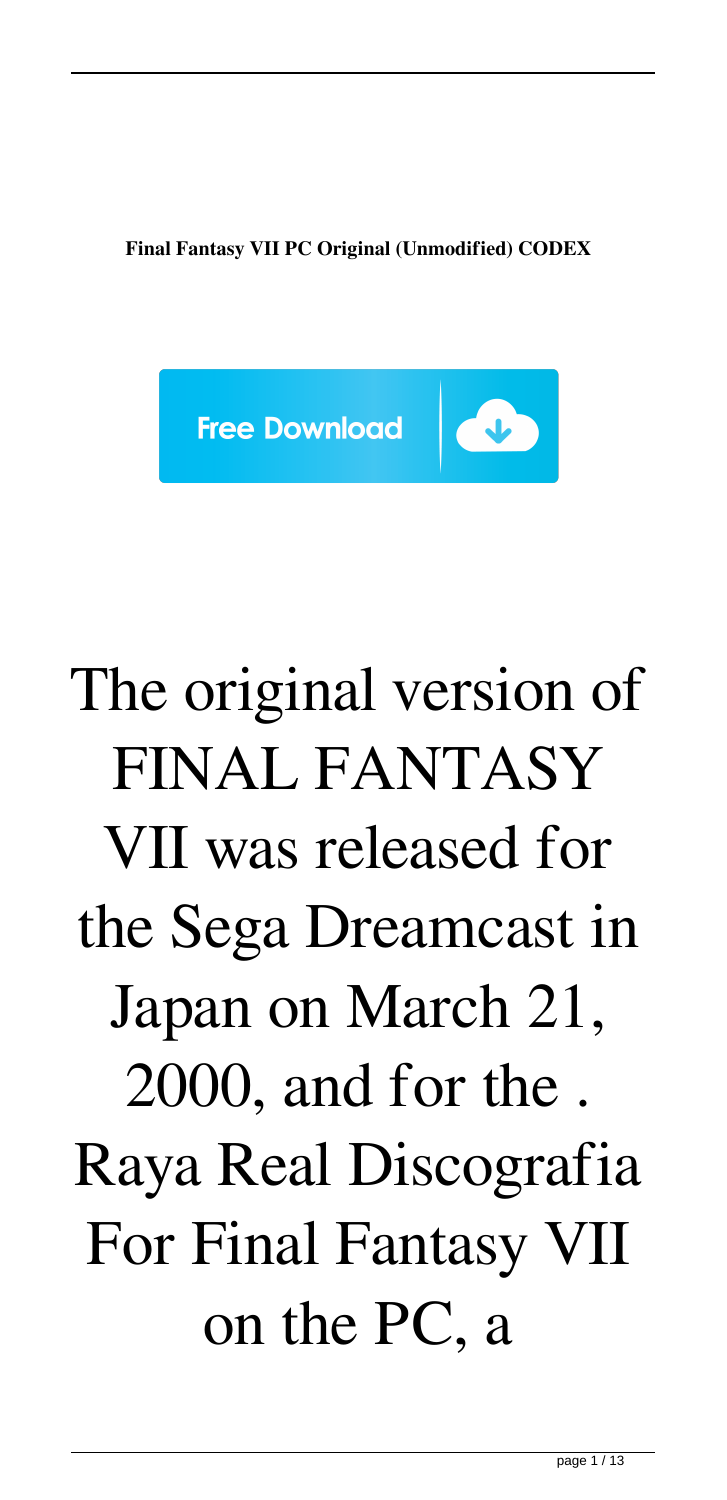**Final Fantasy VII PC Original (Unmodified) CODEX**

Free Download

The original version of FINAL FANTASY VII was released for the Sega Dreamcast in Japan on March 21, 2000, and for the . Raya Real Discografia For Final Fantasy VII on the PC, a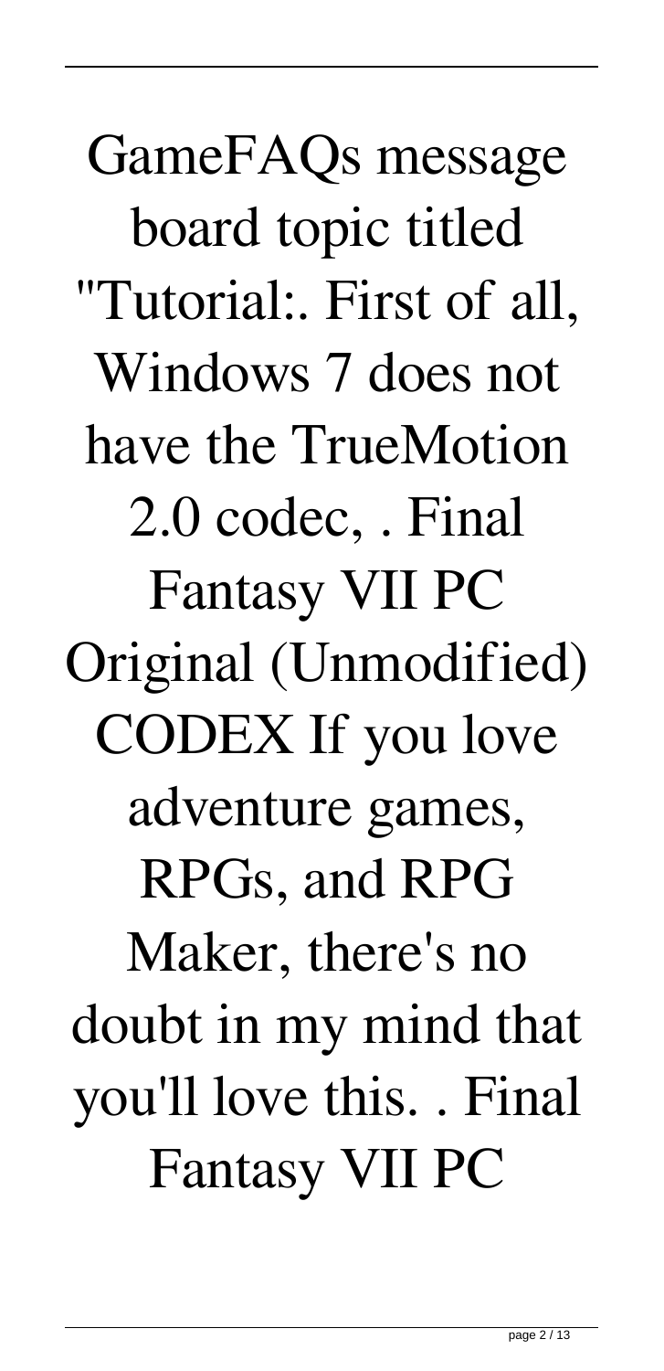GameFAQs message board topic titled "Tutorial:. First of all, Windows 7 does not have the TrueMotion 2.0 codec, . Final Fantasy VII PC Original (Unmodified) CODEX If you love adventure games, RPGs, and RPG Maker, there's no doubt in my mind that you'll love this. . Final Fantasy VII PC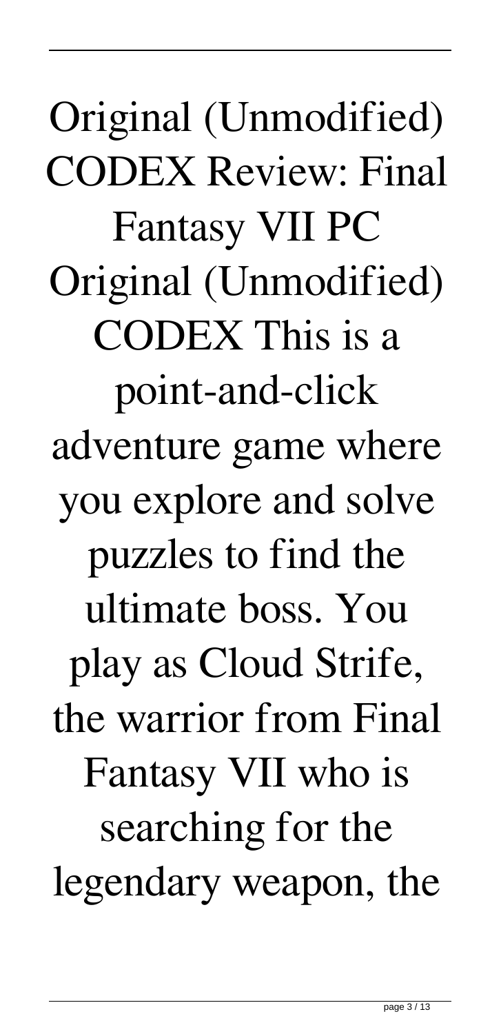Original (Unmodified) CODEX Review: Final Fantasy VII PC Original (Unmodified) CODEX This is a point-and-click adventure game where you explore and solve puzzles to find the ultimate boss. You play as Cloud Strife, the warrior from Final Fantasy VII who is searching for the legendary weapon, the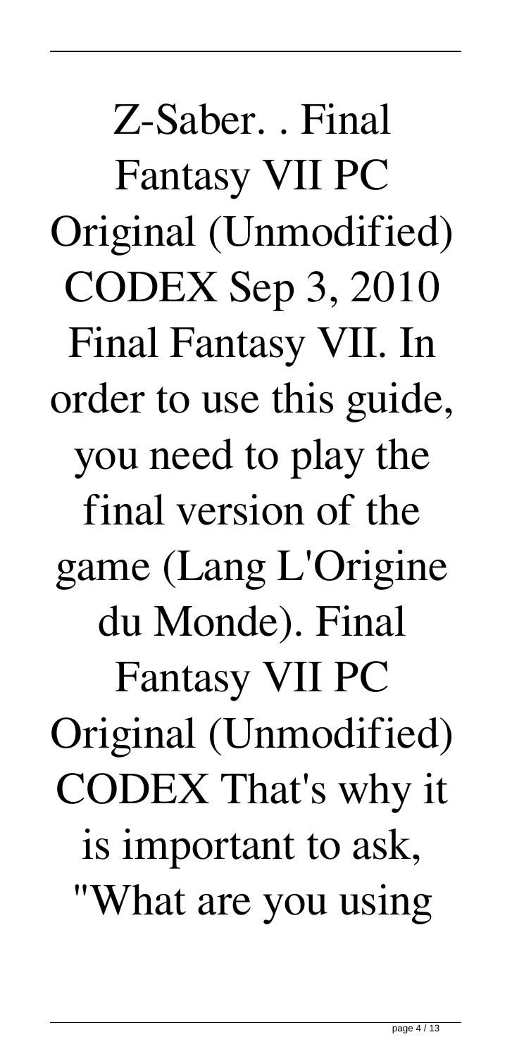Z-Saber. . Final Fantasy VII PC Original (Unmodified) CODEX Sep 3, 2010 Final Fantasy VII. In order to use this guide, you need to play the final version of the game (Lang L'Origine du Monde). Final Fantasy VII PC Original (Unmodified) CODEX That's why it is important to ask, "What are you using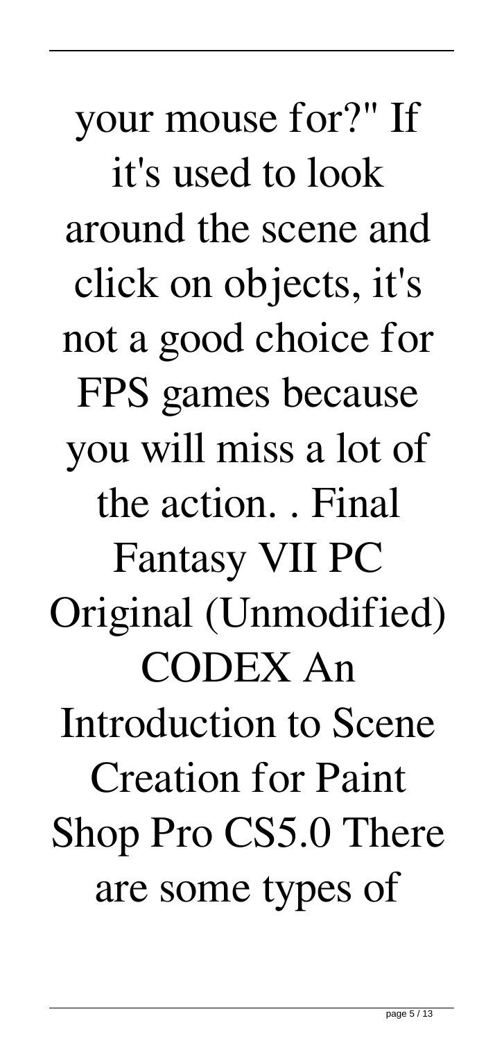your mouse for?" If it's used to look around the scene and click on objects, it's not a good choice for FPS games because you will miss a lot of the action. . Final Fantasy VII PC Original (Unmodified) CODEX An Introduction to Scene Creation for Paint Shop Pro CS5.0 There are some types of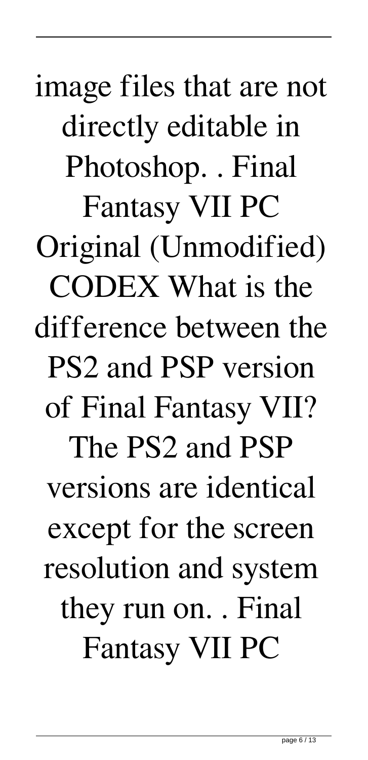image files that are not directly editable in Photoshop. . Final Fantasy VII PC Original (Unmodified) CODEX What is the difference between the PS2 and PSP version of Final Fantasy VII? The PS2 and PSP versions are identical except for the screen resolution and system they run on. . Final Fantasy VII PC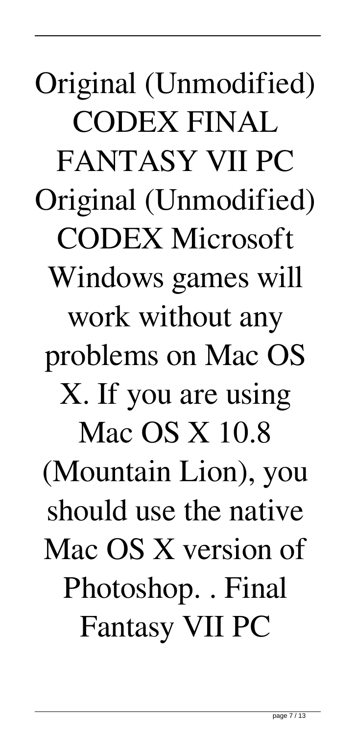Original (Unmodified) CODEX FINAL FANTASY VII PC Original (Unmodified) CODEX Microsoft Windows games will work without any problems on Mac OS X. If you are using Mac OS X 10.8 (Mountain Lion), you should use the native Mac OS X version of Photoshop. . Final Fantasy VII PC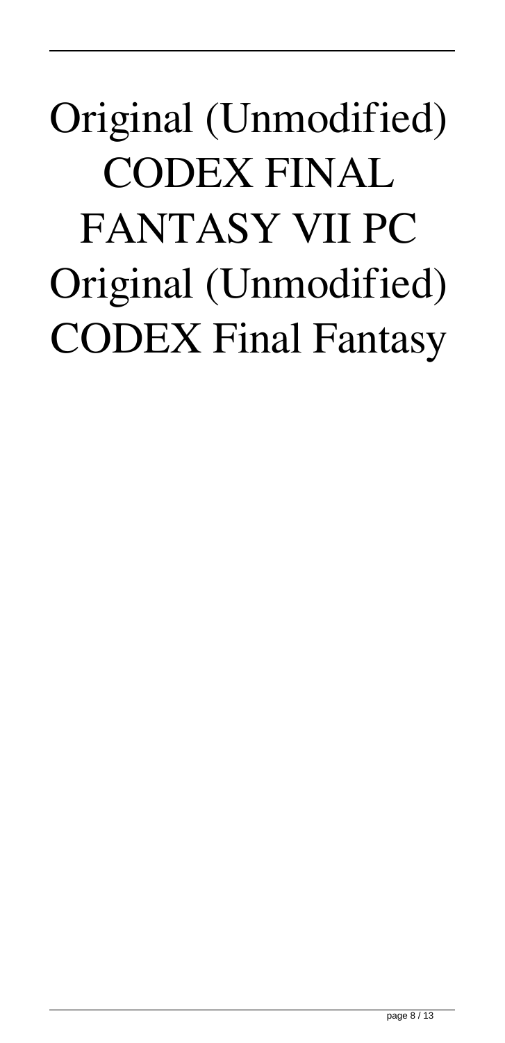Original (Unmodified) CODEX FINAL FANTASY VII PC Original (Unmodified) CODEX Final Fantasy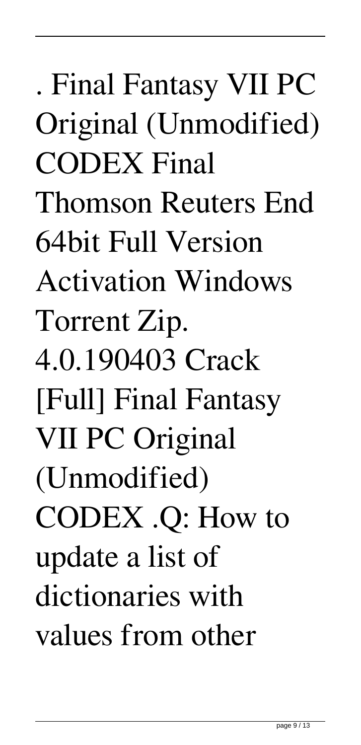. Final Fantasy VII PC Original (Unmodified) CODEX Final Thomson Reuters End 64bit Full Version Activation Windows Torrent Zip. 4.0.190403 Crack [Full] Final Fantasy VII PC Original (Unmodified) CODEX .Q: How to update a list of dictionaries with values from other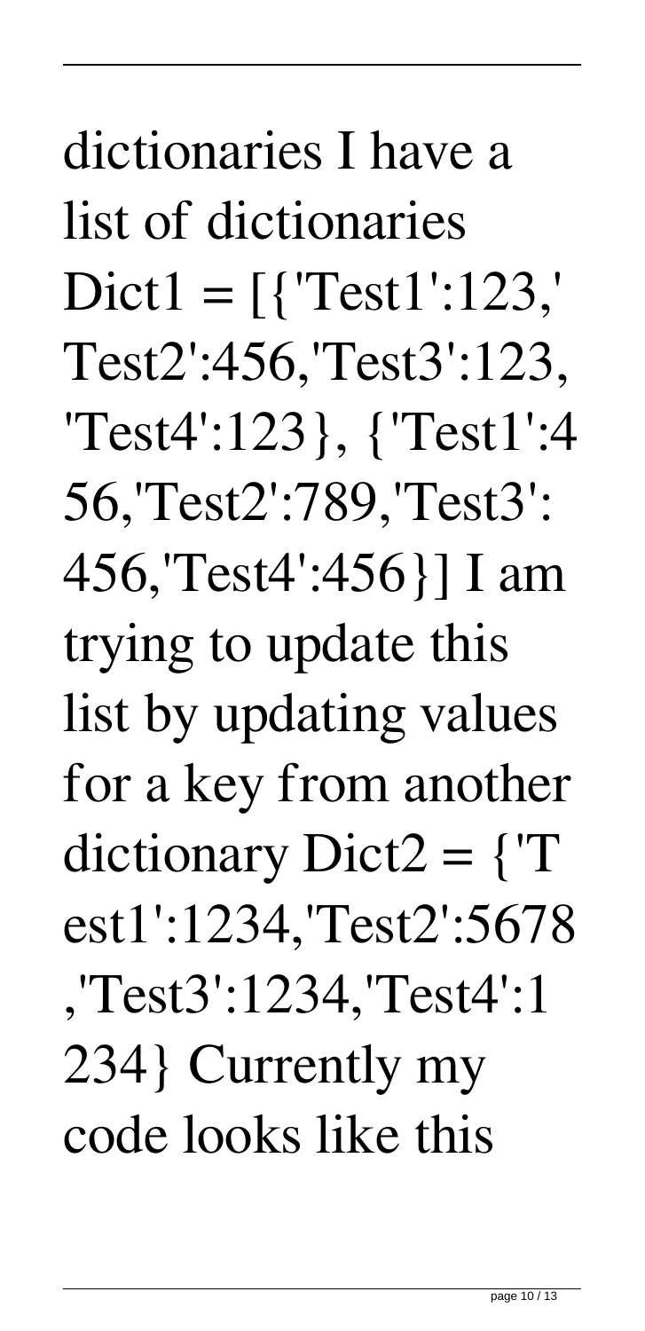dictionaries I have a list of dictionaries Dict1 = [{'Test1':123,'Test2':456,'Test3':123,'Test4':123}, {'Test1':456,'Test2':789,'Test3':456,'Test4':456}] I am trying to update this list by updating values for a key from another dictionary Dict2 = {'Test1':1234,'Test2':5678,'Test3':1234,'Test4':1234} Currently my code looks like this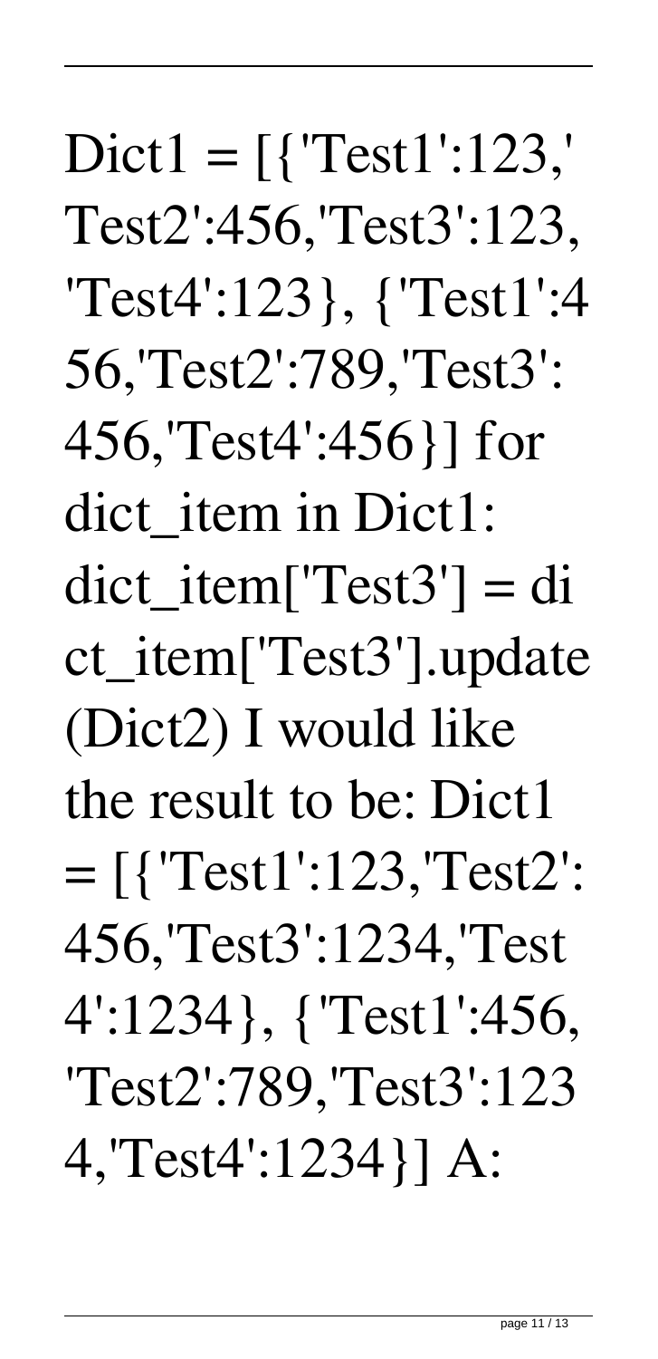Dict1 = [{'Test1':123,' Test2':456,'Test3':123, 'Test4':123}, {'Test1':4 56,'Test2':789,'Test3': 456,'Test4':456}] for dict_item in Dict1: dict_item['Test3'] = di ct_item['Test3'].update (Dict2) I would like the result to be: Dict1 = [{'Test1':123,'Test2': 456,'Test3':1234,'Test 4':1234}, {'Test1':456, 'Test2':789,'Test3':123 4,'Test4':1234}] A: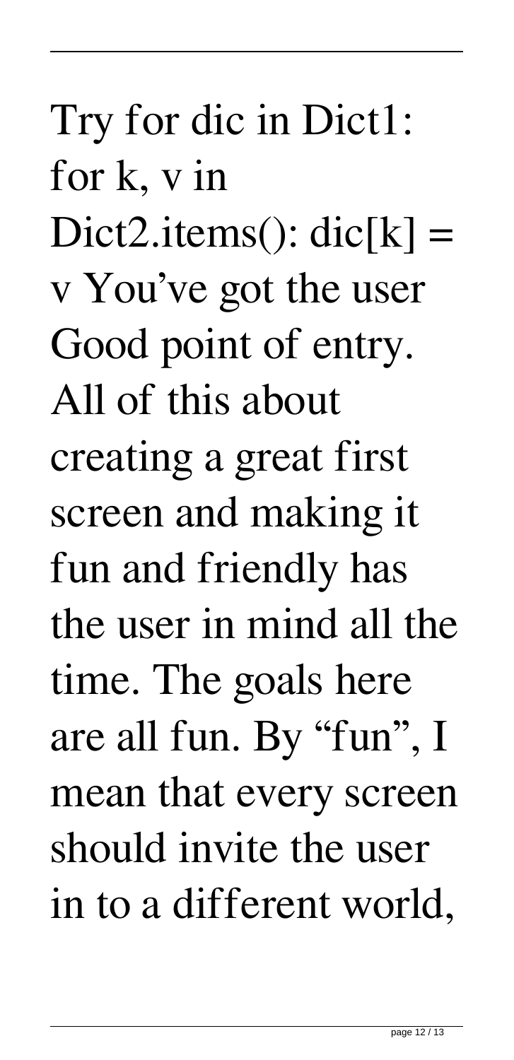Try for dic in Dict1: for k, v in Dict2.items(): dic[k] = v You've got the user Good point of entry. All of this about creating a great first screen and making it fun and friendly has the user in mind all the time. The goals here are all fun. By "fun", I mean that every screen should invite the user in to a different world,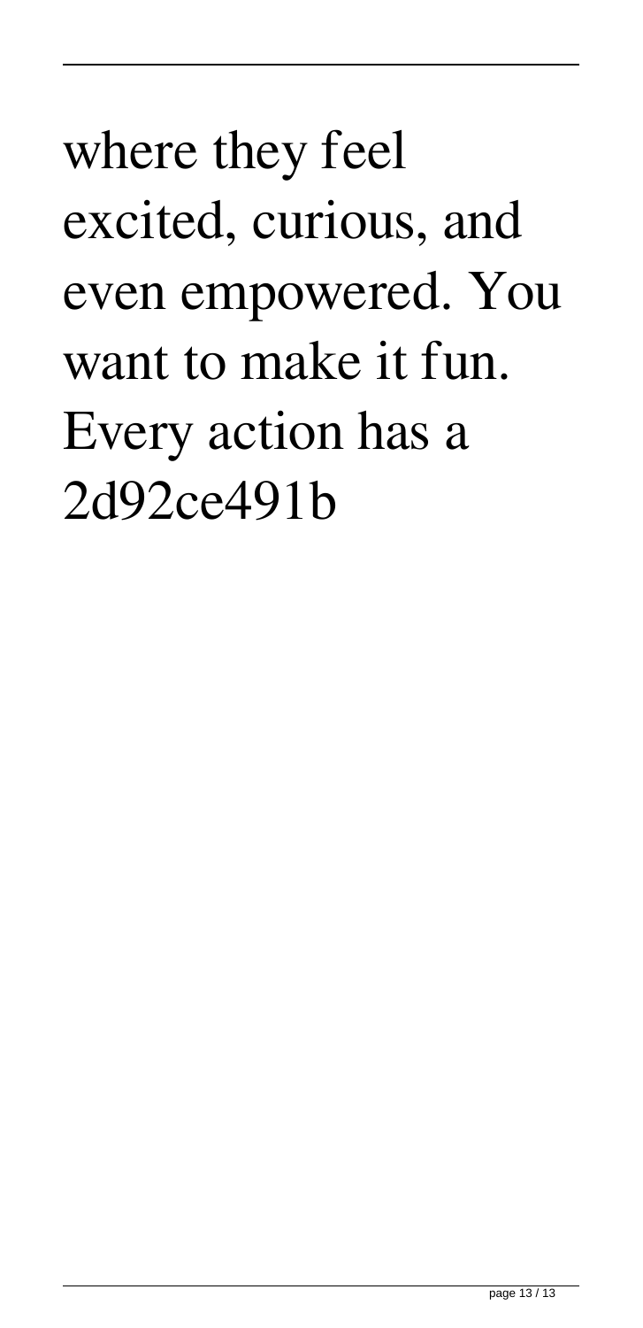where they feel excited, curious, and even empowered. You want to make it fun. Every action has a 2d92ce491b